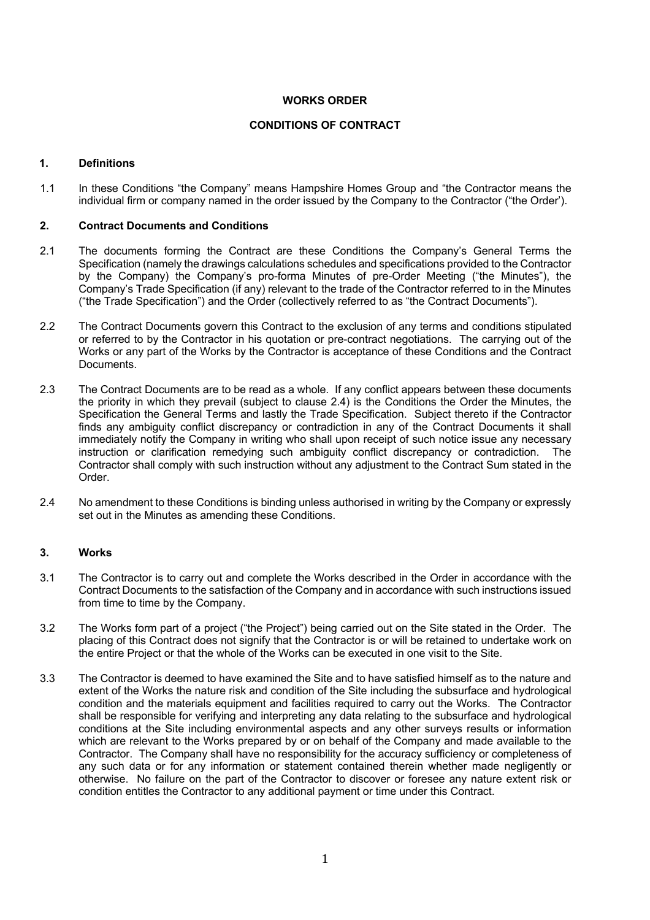**WORKS ORDER**

**CONDITIONS OF CONTRACT**

**1. Definitions**

1.1 In these Conditions "the Company" means Hampshire Homes Group and "the Contractor means the individual firm or company named in the order issued by the Company to the Contractor ("the Order').

**2. Contract Documents and Conditions**

2.1 The documents forming the Contract are these Conditions the Company's General Terms the Specification (namely the drawings calculations schedules and specifications provided to the Contractor by the Company) the Company's pro-forma Minutes of pre-Order Meeting ("the Minutes"), the Company's Trade Specification (if any) relevant to the trade of the Contractor referred to in the Minutes ("the Trade Specification") and the Order (collectively referred to as "the Contract Documents").

2.2 The Contract Documents govern this Contract to the exclusion of any terms and conditions stipulated or referred to by the Contractor in his quotation or pre-contract negotiations. The carrying out of the Works or any part of the Works by the Contractor is acceptance of these Conditions and the Contract Documents.

2.3 The Contract Documents are to be read as a whole. If any conflict appears between these documents the priority in which they prevail (subject to clause 2.4) is the Conditions the Order the Minutes, the Specification the General Terms and lastly the Trade Specification. Subject thereto if the Contractor finds any ambiguity conflict discrepancy or contradiction in any of the Contract Documents it shall immediately notify the Company in writing who shall upon receipt of such notice issue any necessary instruction or clarification remedying such ambiguity conflict discrepancy or contradiction. The Contractor shall comply with such instruction without any adjustment to the Contract Sum stated in the Order.

2.4 No amendment to these Conditions is binding unless authorised in writing by the Company or expressly set out in the Minutes as amending these Conditions.

**3. Works**

3.1 The Contractor is to carry out and complete the Works described in the Order in accordance with the Contract Documents to the satisfaction of the Company and in accordance with such instructions issued from time to time by the Company.

3.2 The Works form part of a project ("the Project") being carried out on the Site stated in the Order. The placing of this Contract does not signify that the Contractor is or will be retained to undertake work on the entire Project or that the whole of the Works can be executed in one visit to the Site.

3.3 The Contractor is deemed to have examined the Site and to have satisfied himself as to the nature and extent of the Works the nature risk and condition of the Site including the subsurface and hydrological condition and the materials equipment and facilities required to carry out the Works. The Contractor shall be responsible for verifying and interpreting any data relating to the subsurface and hydrological conditions at the Site including environmental aspects and any other surveys results or information which are relevant to the Works prepared by or on behalf of the Company and made available to the Contractor. The Company shall have no responsibility for the accuracy sufficiency or completeness of any such data or for any information or statement contained therein whether made negligently or otherwise. No failure on the part of the Contractor to discover or foresee any nature extent risk or condition entitles the Contractor to any additional payment or time under this Contract.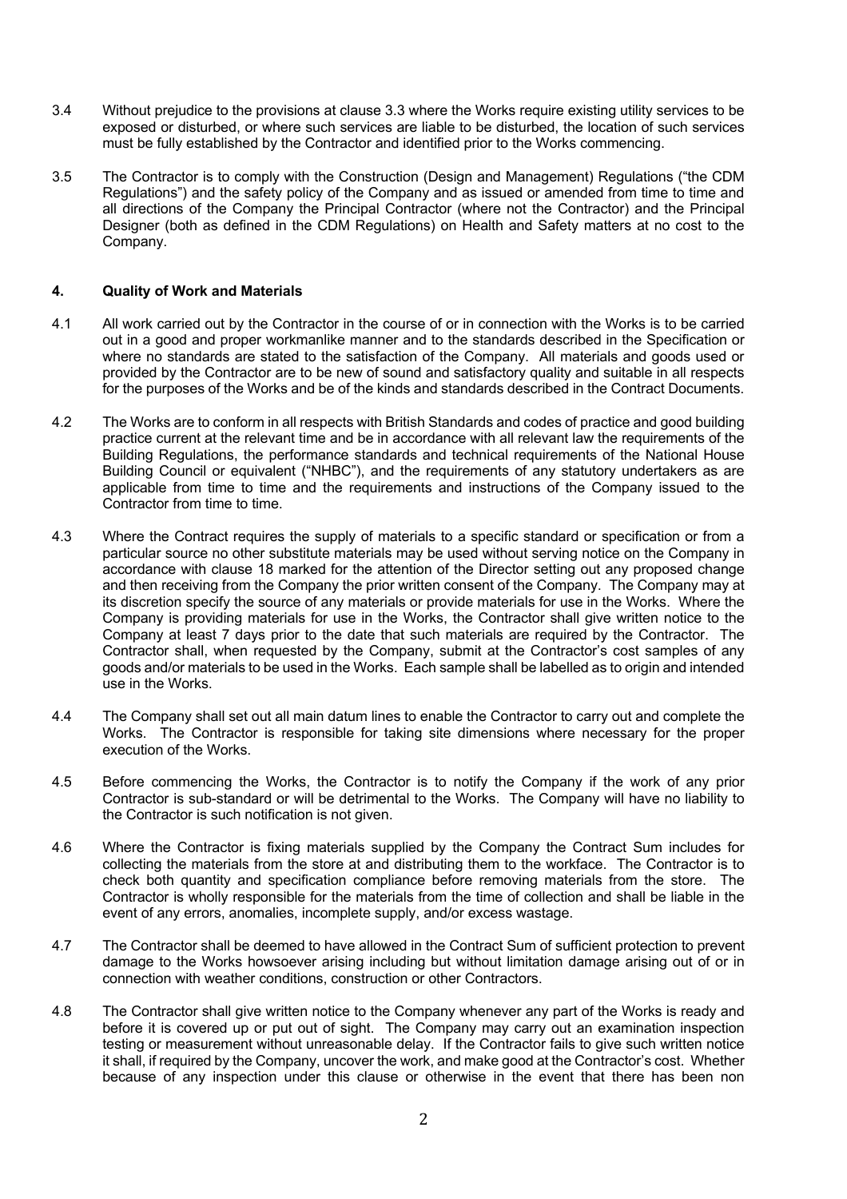3.4 Without prejudice to the provisions at clause 3.3 where the Works require existing utility services to be exposed or disturbed, or where such services are liable to be disturbed, the location of such services must be fully established by the Contractor and identified prior to the Works commencing.

3.5 The Contractor is to comply with the Construction (Design and Management) Regulations ("the CDM Regulations") and the safety policy of the Company and as issued or amended from time to time and all directions of the Company the Principal Contractor (where not the Contractor) and the Principal Designer (both as defined in the CDM Regulations) on Health and Safety matters at no cost to the Company.

## 4. Quality of Work and Materials

4.1 All work carried out by the Contractor in the course of or in connection with the Works is to be carried out in a good and proper workmanlike manner and to the standards described in the Specification or where no standards are stated to the satisfaction of the Company. All materials and goods used or provided by the Contractor are to be new of sound and satisfactory quality and suitable in all respects for the purposes of the Works and be of the kinds and standards described in the Contract Documents.

4.2 The Works are to conform in all respects with British Standards and codes of practice and good building practice current at the relevant time and be in accordance with all relevant law the requirements of the Building Regulations, the performance standards and technical requirements of the National House Building Council or equivalent ("NHBC"), and the requirements of any statutory undertakers as are applicable from time to time and the requirements and instructions of the Company issued to the Contractor from time to time.

4.3 Where the Contract requires the supply of materials to a specific standard or specification or from a particular source no other substitute materials may be used without serving notice on the Company in accordance with clause 18 marked for the attention of the Director setting out any proposed change and then receiving from the Company the prior written consent of the Company. The Company may at its discretion specify the source of any materials or provide materials for use in the Works. Where the Company is providing materials for use in the Works, the Contractor shall give written notice to the Company at least 7 days prior to the date that such materials are required by the Contractor. The Contractor shall, when requested by the Company, submit at the Contractor's cost samples of any goods and/or materials to be used in the Works. Each sample shall be labelled as to origin and intended use in the Works.

4.4 The Company shall set out all main datum lines to enable the Contractor to carry out and complete the Works. The Contractor is responsible for taking site dimensions where necessary for the proper execution of the Works.

4.5 Before commencing the Works, the Contractor is to notify the Company if the work of any prior Contractor is sub-standard or will be detrimental to the Works. The Company will have no liability to the Contractor is such notification is not given.

4.6 Where the Contractor is fixing materials supplied by the Company the Contract Sum includes for collecting the materials from the store at and distributing them to the workface. The Contractor is to check both quantity and specification compliance before removing materials from the store. The Contractor is wholly responsible for the materials from the time of collection and shall be liable in the event of any errors, anomalies, incomplete supply, and/or excess wastage.

4.7 The Contractor shall be deemed to have allowed in the Contract Sum of sufficient protection to prevent damage to the Works howsoever arising including but without limitation damage arising out of or in connection with weather conditions, construction or other Contractors.

4.8 The Contractor shall give written notice to the Company whenever any part of the Works is ready and before it is covered up or put out of sight. The Company may carry out an examination inspection testing or measurement without unreasonable delay. If the Contractor fails to give such written notice it shall, if required by the Company, uncover the work, and make good at the Contractor's cost. Whether because of any inspection under this clause or otherwise in the event that there has been non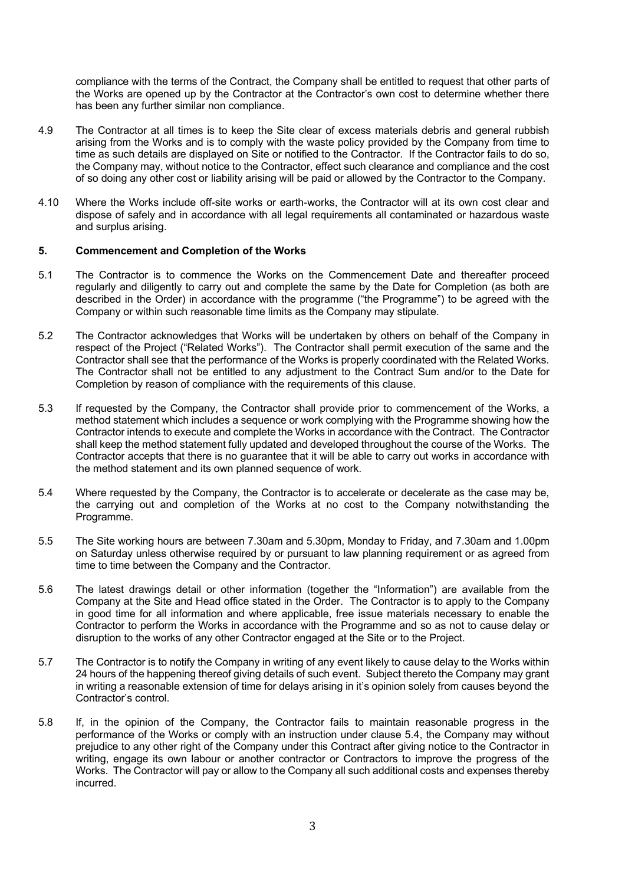compliance with the terms of the Contract, the Company shall be entitled to request that other parts of the Works are opened up by the Contractor at the Contractor's own cost to determine whether there has been any further similar non compliance.

4.9 The Contractor at all times is to keep the Site clear of excess materials debris and general rubbish arising from the Works and is to comply with the waste policy provided by the Company from time to time as such details are displayed on Site or notified to the Contractor. If the Contractor fails to do so, the Company may, without notice to the Contractor, effect such clearance and compliance and the cost of so doing any other cost or liability arising will be paid or allowed by the Contractor to the Company.

4.10 Where the Works include off-site works or earth-works, the Contractor will at its own cost clear and dispose of safely and in accordance with all legal requirements all contaminated or hazardous waste and surplus arising.

**5. Commencement and Completion of the Works**

5.1 The Contractor is to commence the Works on the Commencement Date and thereafter proceed regularly and diligently to carry out and complete the same by the Date for Completion (as both are described in the Order) in accordance with the programme ("the Programme") to be agreed with the Company or within such reasonable time limits as the Company may stipulate.

5.2 The Contractor acknowledges that Works will be undertaken by others on behalf of the Company in respect of the Project ("Related Works"). The Contractor shall permit execution of the same and the Contractor shall see that the performance of the Works is properly coordinated with the Related Works. The Contractor shall not be entitled to any adjustment to the Contract Sum and/or to the Date for Completion by reason of compliance with the requirements of this clause.

5.3 If requested by the Company, the Contractor shall provide prior to commencement of the Works, a method statement which includes a sequence or work complying with the Programme showing how the Contractor intends to execute and complete the Works in accordance with the Contract. The Contractor shall keep the method statement fully updated and developed throughout the course of the Works. The Contractor accepts that there is no guarantee that it will be able to carry out works in accordance with the method statement and its own planned sequence of work.

5.4 Where requested by the Company, the Contractor is to accelerate or decelerate as the case may be, the carrying out and completion of the Works at no cost to the Company notwithstanding the Programme.

5.5 The Site working hours are between 7.30am and 5.30pm, Monday to Friday, and 7.30am and 1.00pm on Saturday unless otherwise required by or pursuant to law planning requirement or as agreed from time to time between the Company and the Contractor.

5.6 The latest drawings detail or other information (together the "Information") are available from the Company at the Site and Head office stated in the Order. The Contractor is to apply to the Company in good time for all information and where applicable, free issue materials necessary to enable the Contractor to perform the Works in accordance with the Programme and so as not to cause delay or disruption to the works of any other Contractor engaged at the Site or to the Project.

5.7 The Contractor is to notify the Company in writing of any event likely to cause delay to the Works within 24 hours of the happening thereof giving details of such event. Subject thereto the Company may grant in writing a reasonable extension of time for delays arising in it's opinion solely from causes beyond the Contractor's control.

5.8 If, in the opinion of the Company, the Contractor fails to maintain reasonable progress in the performance of the Works or comply with an instruction under clause 5.4, the Company may without prejudice to any other right of the Company under this Contract after giving notice to the Contractor in writing, engage its own labour or another contractor or Contractors to improve the progress of the Works. The Contractor will pay or allow to the Company all such additional costs and expenses thereby incurred.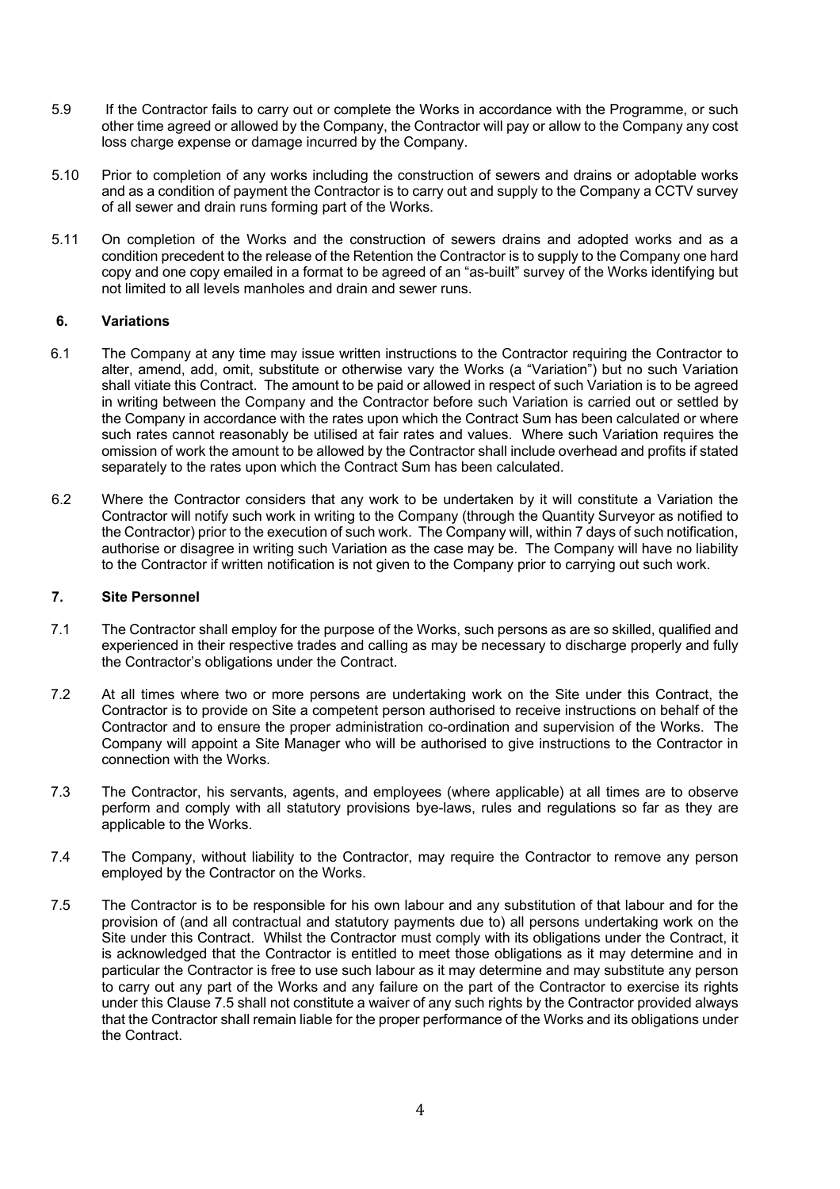5.9 If the Contractor fails to carry out or complete the Works in accordance with the Programme, or such other time agreed or allowed by the Company, the Contractor will pay or allow to the Company any cost loss charge expense or damage incurred by the Company.

5.10 Prior to completion of any works including the construction of sewers and drains or adoptable works and as a condition of payment the Contractor is to carry out and supply to the Company a CCTV survey of all sewer and drain runs forming part of the Works.

5.11 On completion of the Works and the construction of sewers drains and adopted works and as a condition precedent to the release of the Retention the Contractor is to supply to the Company one hard copy and one copy emailed in a format to be agreed of an "as-built" survey of the Works identifying but not limited to all levels manholes and drain and sewer runs.

## 6. Variations

6.1 The Company at any time may issue written instructions to the Contractor requiring the Contractor to alter, amend, add, omit, substitute or otherwise vary the Works (a "Variation") but no such Variation shall vitiate this Contract. The amount to be paid or allowed in respect of such Variation is to be agreed in writing between the Company and the Contractor before such Variation is carried out or settled by the Company in accordance with the rates upon which the Contract Sum has been calculated or where such rates cannot reasonably be utilised at fair rates and values. Where such Variation requires the omission of work the amount to be allowed by the Contractor shall include overhead and profits if stated separately to the rates upon which the Contract Sum has been calculated.

6.2 Where the Contractor considers that any work to be undertaken by it will constitute a Variation the Contractor will notify such work in writing to the Company (through the Quantity Surveyor as notified to the Contractor) prior to the execution of such work. The Company will, within 7 days of such notification, authorise or disagree in writing such Variation as the case may be. The Company will have no liability to the Contractor if written notification is not given to the Company prior to carrying out such work.

## 7. Site Personnel

7.1 The Contractor shall employ for the purpose of the Works, such persons as are so skilled, qualified and experienced in their respective trades and calling as may be necessary to discharge properly and fully the Contractor's obligations under the Contract.

7.2 At all times where two or more persons are undertaking work on the Site under this Contract, the Contractor is to provide on Site a competent person authorised to receive instructions on behalf of the Contractor and to ensure the proper administration co-ordination and supervision of the Works. The Company will appoint a Site Manager who will be authorised to give instructions to the Contractor in connection with the Works.

7.3 The Contractor, his servants, agents, and employees (where applicable) at all times are to observe perform and comply with all statutory provisions bye-laws, rules and regulations so far as they are applicable to the Works.

7.4 The Company, without liability to the Contractor, may require the Contractor to remove any person employed by the Contractor on the Works.

7.5 The Contractor is to be responsible for his own labour and any substitution of that labour and for the provision of (and all contractual and statutory payments due to) all persons undertaking work on the Site under this Contract. Whilst the Contractor must comply with its obligations under the Contract, it is acknowledged that the Contractor is entitled to meet those obligations as it may determine and in particular the Contractor is free to use such labour as it may determine and may substitute any person to carry out any part of the Works and any failure on the part of the Contractor to exercise its rights under this Clause 7.5 shall not constitute a waiver of any such rights by the Contractor provided always that the Contractor shall remain liable for the proper performance of the Works and its obligations under the Contract.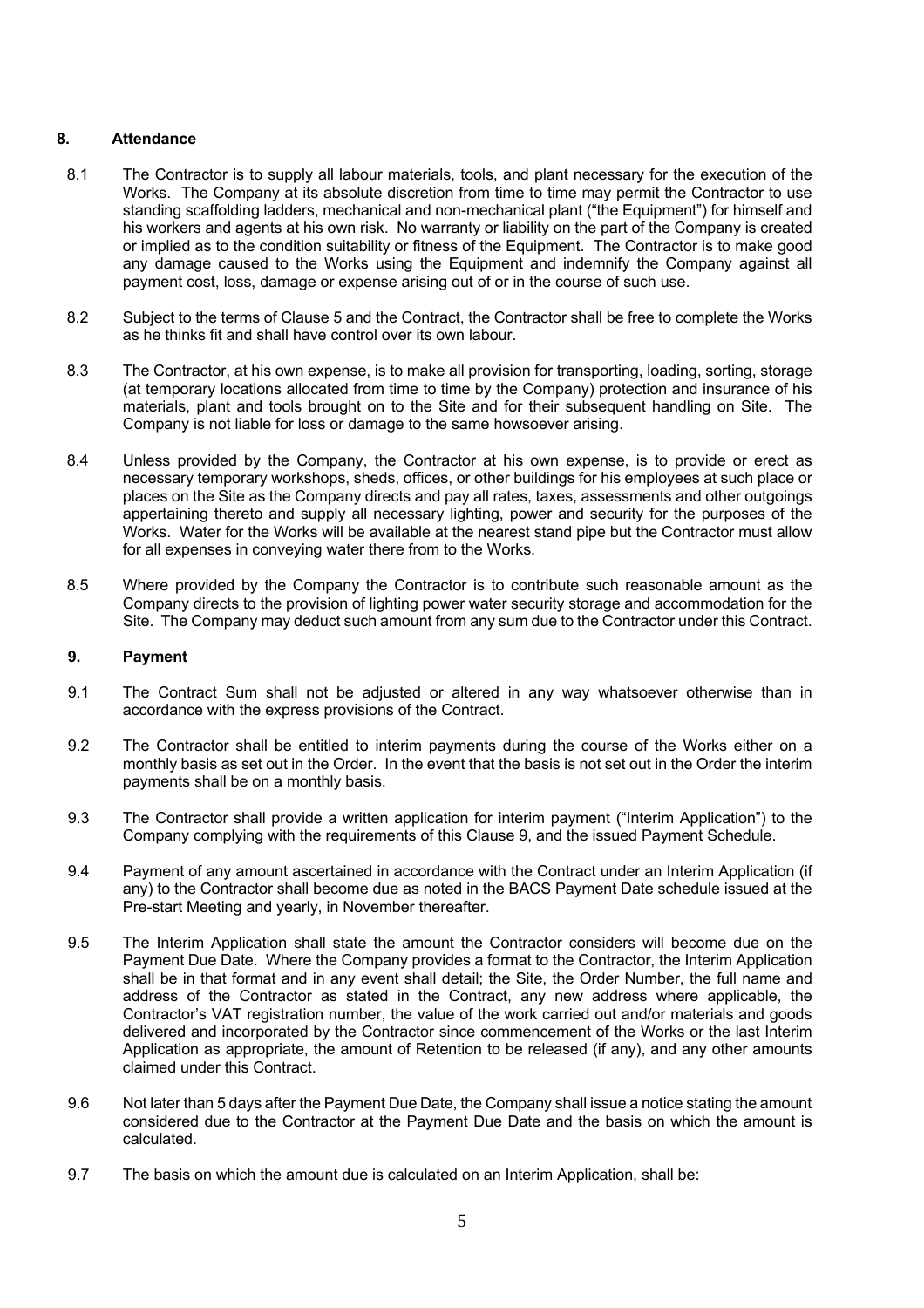## 8. Attendance

8.1 The Contractor is to supply all labour materials, tools, and plant necessary for the execution of the Works. The Company at its absolute discretion from time to time may permit the Contractor to use standing scaffolding ladders, mechanical and non-mechanical plant ("the Equipment") for himself and his workers and agents at his own risk. No warranty or liability on the part of the Company is created or implied as to the condition suitability or fitness of the Equipment. The Contractor is to make good any damage caused to the Works using the Equipment and indemnify the Company against all payment cost, loss, damage or expense arising out of or in the course of such use.

8.2 Subject to the terms of Clause 5 and the Contract, the Contractor shall be free to complete the Works as he thinks fit and shall have control over its own labour.

8.3 The Contractor, at his own expense, is to make all provision for transporting, loading, sorting, storage (at temporary locations allocated from time to time by the Company) protection and insurance of his materials, plant and tools brought on to the Site and for their subsequent handling on Site. The Company is not liable for loss or damage to the same howsoever arising.

8.4 Unless provided by the Company, the Contractor at his own expense, is to provide or erect as necessary temporary workshops, sheds, offices, or other buildings for his employees at such place or places on the Site as the Company directs and pay all rates, taxes, assessments and other outgoings appertaining thereto and supply all necessary lighting, power and security for the purposes of the Works. Water for the Works will be available at the nearest stand pipe but the Contractor must allow for all expenses in conveying water there from to the Works.

8.5 Where provided by the Company the Contractor is to contribute such reasonable amount as the Company directs to the provision of lighting power water security storage and accommodation for the Site. The Company may deduct such amount from any sum due to the Contractor under this Contract.

## 9. Payment

9.1 The Contract Sum shall not be adjusted or altered in any way whatsoever otherwise than in accordance with the express provisions of the Contract.

9.2 The Contractor shall be entitled to interim payments during the course of the Works either on a monthly basis as set out in the Order. In the event that the basis is not set out in the Order the interim payments shall be on a monthly basis.

9.3 The Contractor shall provide a written application for interim payment ("Interim Application") to the Company complying with the requirements of this Clause 9, and the issued Payment Schedule.

9.4 Payment of any amount ascertained in accordance with the Contract under an Interim Application (if any) to the Contractor shall become due as noted in the BACS Payment Date schedule issued at the Pre-start Meeting and yearly, in November thereafter.

9.5 The Interim Application shall state the amount the Contractor considers will become due on the Payment Due Date. Where the Company provides a format to the Contractor, the Interim Application shall be in that format and in any event shall detail; the Site, the Order Number, the full name and address of the Contractor as stated in the Contract, any new address where applicable, the Contractor's VAT registration number, the value of the work carried out and/or materials and goods delivered and incorporated by the Contractor since commencement of the Works or the last Interim Application as appropriate, the amount of Retention to be released (if any), and any other amounts claimed under this Contract.

9.6 Not later than 5 days after the Payment Due Date, the Company shall issue a notice stating the amount considered due to the Contractor at the Payment Due Date and the basis on which the amount is calculated.

9.7 The basis on which the amount due is calculated on an Interim Application, shall be: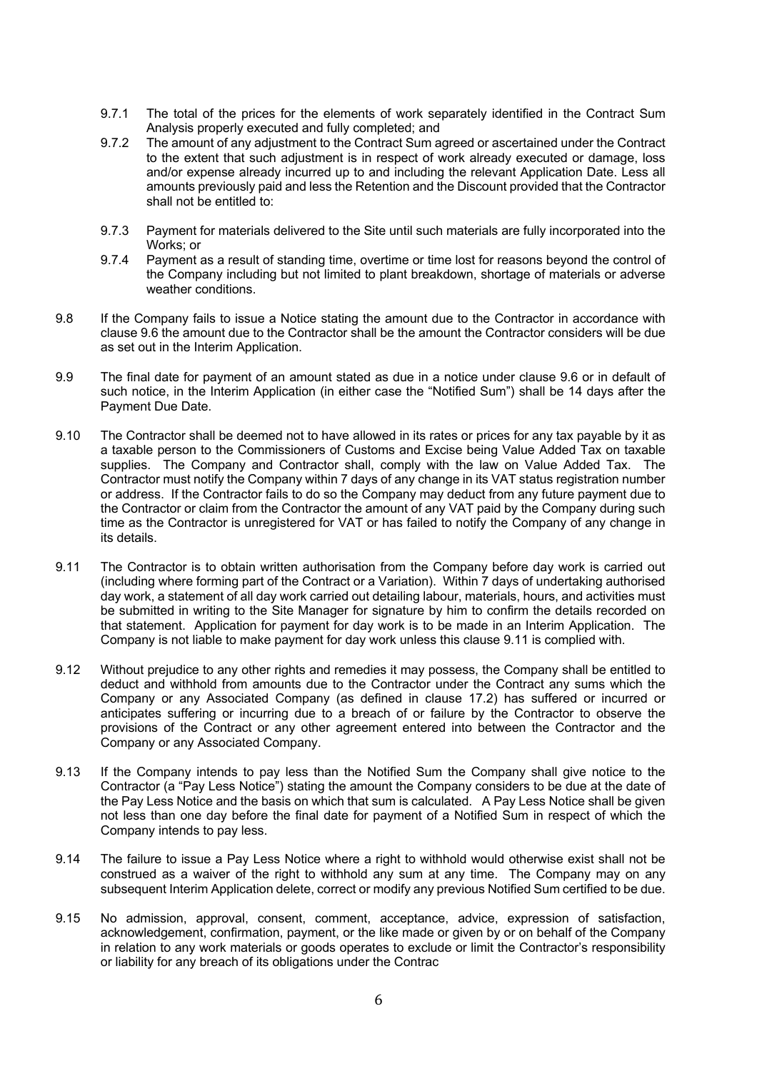9.7.1 The total of the prices for the elements of work separately identified in the Contract Sum Analysis properly executed and fully completed; and

9.7.2 The amount of any adjustment to the Contract Sum agreed or ascertained under the Contract to the extent that such adjustment is in respect of work already executed or damage, loss and/or expense already incurred up to and including the relevant Application Date. Less all amounts previously paid and less the Retention and the Discount provided that the Contractor shall not be entitled to:

9.7.3 Payment for materials delivered to the Site until such materials are fully incorporated into the Works; or

9.7.4 Payment as a result of standing time, overtime or time lost for reasons beyond the control of the Company including but not limited to plant breakdown, shortage of materials or adverse weather conditions.

9.8 If the Company fails to issue a Notice stating the amount due to the Contractor in accordance with clause 9.6 the amount due to the Contractor shall be the amount the Contractor considers will be due as set out in the Interim Application.

9.9 The final date for payment of an amount stated as due in a notice under clause 9.6 or in default of such notice, in the Interim Application (in either case the "Notified Sum") shall be 14 days after the Payment Due Date.

9.10 The Contractor shall be deemed not to have allowed in its rates or prices for any tax payable by it as a taxable person to the Commissioners of Customs and Excise being Value Added Tax on taxable supplies. The Company and Contractor shall, comply with the law on Value Added Tax. The Contractor must notify the Company within 7 days of any change in its VAT status registration number or address. If the Contractor fails to do so the Company may deduct from any future payment due to the Contractor or claim from the Contractor the amount of any VAT paid by the Company during such time as the Contractor is unregistered for VAT or has failed to notify the Company of any change in its details.

9.11 The Contractor is to obtain written authorisation from the Company before day work is carried out (including where forming part of the Contract or a Variation). Within 7 days of undertaking authorised day work, a statement of all day work carried out detailing labour, materials, hours, and activities must be submitted in writing to the Site Manager for signature by him to confirm the details recorded on that statement. Application for payment for day work is to be made in an Interim Application. The Company is not liable to make payment for day work unless this clause 9.11 is complied with.

9.12 Without prejudice to any other rights and remedies it may possess, the Company shall be entitled to deduct and withhold from amounts due to the Contractor under the Contract any sums which the Company or any Associated Company (as defined in clause 17.2) has suffered or incurred or anticipates suffering or incurring due to a breach of or failure by the Contractor to observe the provisions of the Contract or any other agreement entered into between the Contractor and the Company or any Associated Company.

9.13 If the Company intends to pay less than the Notified Sum the Company shall give notice to the Contractor (a "Pay Less Notice") stating the amount the Company considers to be due at the date of the Pay Less Notice and the basis on which that sum is calculated. A Pay Less Notice shall be given not less than one day before the final date for payment of a Notified Sum in respect of which the Company intends to pay less.

9.14 The failure to issue a Pay Less Notice where a right to withhold would otherwise exist shall not be construed as a waiver of the right to withhold any sum at any time. The Company may on any subsequent Interim Application delete, correct or modify any previous Notified Sum certified to be due.

9.15 No admission, approval, consent, comment, acceptance, advice, expression of satisfaction, acknowledgement, confirmation, payment, or the like made or given by or on behalf of the Company in relation to any work materials or goods operates to exclude or limit the Contractor's responsibility or liability for any breach of its obligations under the Contrac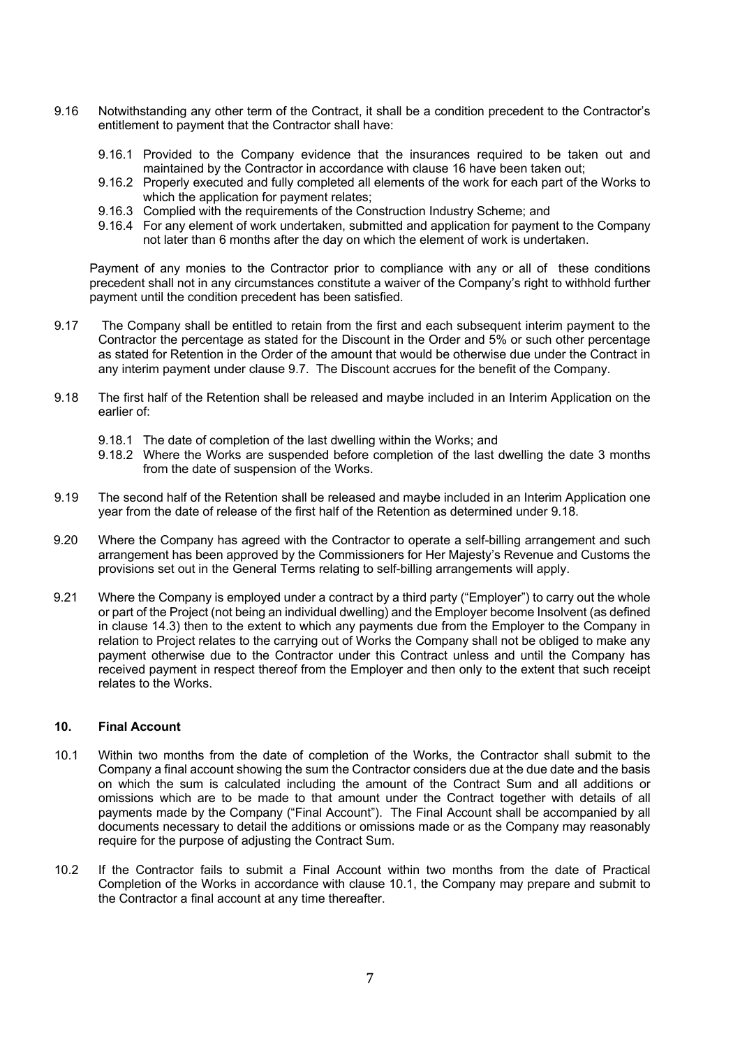9.16 Notwithstanding any other term of the Contract, it shall be a condition precedent to the Contractor's entitlement to payment that the Contractor shall have:

9.16.1 Provided to the Company evidence that the insurances required to be taken out and maintained by the Contractor in accordance with clause 16 have been taken out;

9.16.2 Properly executed and fully completed all elements of the work for each part of the Works to which the application for payment relates;

9.16.3 Complied with the requirements of the Construction Industry Scheme; and

9.16.4 For any element of work undertaken, submitted and application for payment to the Company not later than 6 months after the day on which the element of work is undertaken.

Payment of any monies to the Contractor prior to compliance with any or all of these conditions precedent shall not in any circumstances constitute a waiver of the Company's right to withhold further payment until the condition precedent has been satisfied.

9.17 The Company shall be entitled to retain from the first and each subsequent interim payment to the Contractor the percentage as stated for the Discount in the Order and 5% or such other percentage as stated for Retention in the Order of the amount that would be otherwise due under the Contract in any interim payment under clause 9.7. The Discount accrues for the benefit of the Company.

9.18 The first half of the Retention shall be released and maybe included in an Interim Application on the earlier of:

9.18.1 The date of completion of the last dwelling within the Works; and

9.18.2 Where the Works are suspended before completion of the last dwelling the date 3 months from the date of suspension of the Works.

9.19 The second half of the Retention shall be released and maybe included in an Interim Application one year from the date of release of the first half of the Retention as determined under 9.18.

9.20 Where the Company has agreed with the Contractor to operate a self-billing arrangement and such arrangement has been approved by the Commissioners for Her Majesty's Revenue and Customs the provisions set out in the General Terms relating to self-billing arrangements will apply.

9.21 Where the Company is employed under a contract by a third party ("Employer") to carry out the whole or part of the Project (not being an individual dwelling) and the Employer become Insolvent (as defined in clause 14.3) then to the extent to which any payments due from the Employer to the Company in relation to Project relates to the carrying out of Works the Company shall not be obliged to make any payment otherwise due to the Contractor under this Contract unless and until the Company has received payment in respect thereof from the Employer and then only to the extent that such receipt relates to the Works.

## 10. Final Account

10.1 Within two months from the date of completion of the Works, the Contractor shall submit to the Company a final account showing the sum the Contractor considers due at the due date and the basis on which the sum is calculated including the amount of the Contract Sum and all additions or omissions which are to be made to that amount under the Contract together with details of all payments made by the Company ("Final Account"). The Final Account shall be accompanied by all documents necessary to detail the additions or omissions made or as the Company may reasonably require for the purpose of adjusting the Contract Sum.

10.2 If the Contractor fails to submit a Final Account within two months from the date of Practical Completion of the Works in accordance with clause 10.1, the Company may prepare and submit to the Contractor a final account at any time thereafter.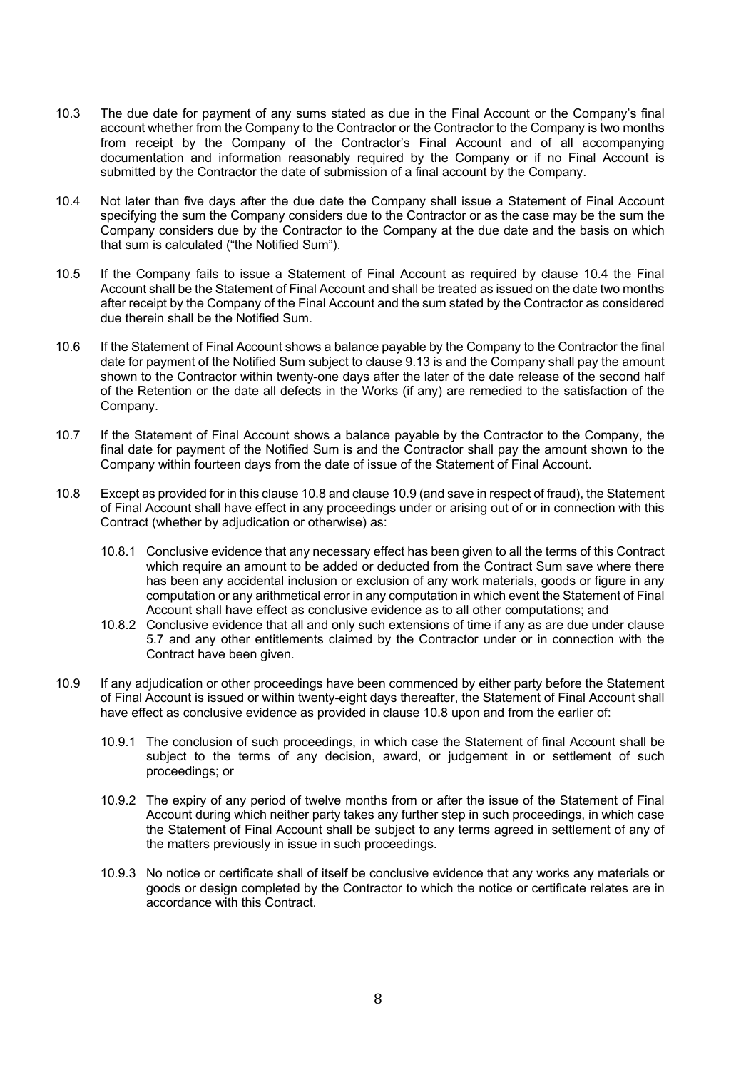10.3 The due date for payment of any sums stated as due in the Final Account or the Company's final account whether from the Company to the Contractor or the Contractor to the Company is two months from receipt by the Company of the Contractor's Final Account and of all accompanying documentation and information reasonably required by the Company or if no Final Account is submitted by the Contractor the date of submission of a final account by the Company.

10.4 Not later than five days after the due date the Company shall issue a Statement of Final Account specifying the sum the Company considers due to the Contractor or as the case may be the sum the Company considers due by the Contractor to the Company at the due date and the basis on which that sum is calculated ("the Notified Sum").

10.5 If the Company fails to issue a Statement of Final Account as required by clause 10.4 the Final Account shall be the Statement of Final Account and shall be treated as issued on the date two months after receipt by the Company of the Final Account and the sum stated by the Contractor as considered due therein shall be the Notified Sum.

10.6 If the Statement of Final Account shows a balance payable by the Company to the Contractor the final date for payment of the Notified Sum subject to clause 9.13 is and the Company shall pay the amount shown to the Contractor within twenty-one days after the later of the date release of the second half of the Retention or the date all defects in the Works (if any) are remedied to the satisfaction of the Company.

10.7 If the Statement of Final Account shows a balance payable by the Contractor to the Company, the final date for payment of the Notified Sum is and the Contractor shall pay the amount shown to the Company within fourteen days from the date of issue of the Statement of Final Account.

10.8 Except as provided for in this clause 10.8 and clause 10.9 (and save in respect of fraud), the Statement of Final Account shall have effect in any proceedings under or arising out of or in connection with this Contract (whether by adjudication or otherwise) as:

- 10.8.1 Conclusive evidence that any necessary effect has been given to all the terms of this Contract which require an amount to be added or deducted from the Contract Sum save where there has been any accidental inclusion or exclusion of any work materials, goods or figure in any computation or any arithmetical error in any computation in which event the Statement of Final Account shall have effect as conclusive evidence as to all other computations; and
- 10.8.2 Conclusive evidence that all and only such extensions of time if any as are due under clause 5.7 and any other entitlements claimed by the Contractor under or in connection with the Contract have been given.

10.9 If any adjudication or other proceedings have been commenced by either party before the Statement of Final Account is issued or within twenty-eight days thereafter, the Statement of Final Account shall have effect as conclusive evidence as provided in clause 10.8 upon and from the earlier of:

- 10.9.1 The conclusion of such proceedings, in which case the Statement of final Account shall be subject to the terms of any decision, award, or judgement in or settlement of such proceedings; or
- 10.9.2 The expiry of any period of twelve months from or after the issue of the Statement of Final Account during which neither party takes any further step in such proceedings, in which case the Statement of Final Account shall be subject to any terms agreed in settlement of any of the matters previously in issue in such proceedings.
- 10.9.3 No notice or certificate shall of itself be conclusive evidence that any works any materials or goods or design completed by the Contractor to which the notice or certificate relates are in accordance with this Contract.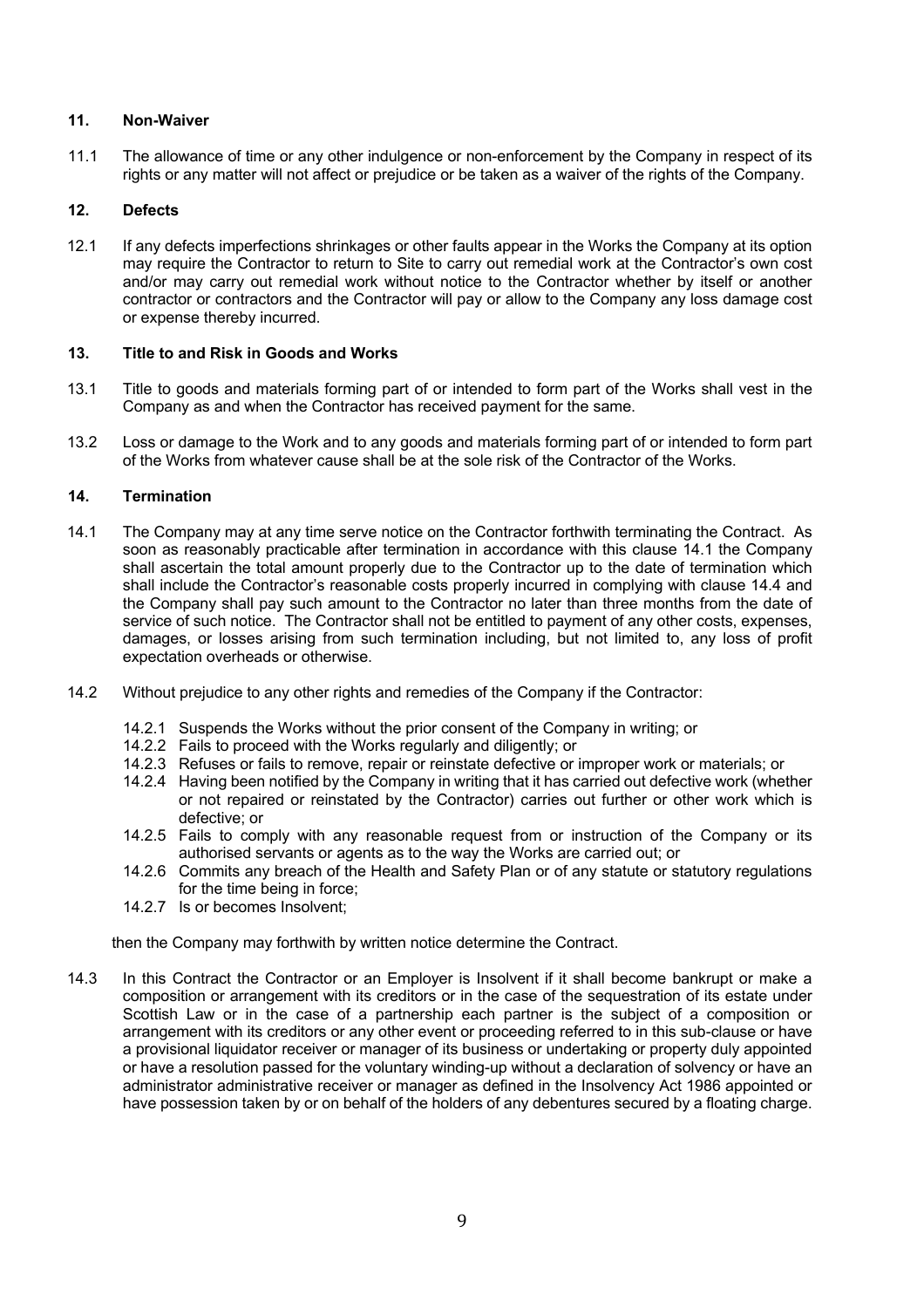## 11. Non-Waiver

11.1 The allowance of time or any other indulgence or non-enforcement by the Company in respect of its rights or any matter will not affect or prejudice or be taken as a waiver of the rights of the Company.

## 12. Defects

12.1 If any defects imperfections shrinkages or other faults appear in the Works the Company at its option may require the Contractor to return to Site to carry out remedial work at the Contractor's own cost and/or may carry out remedial work without notice to the Contractor whether by itself or another contractor or contractors and the Contractor will pay or allow to the Company any loss damage cost or expense thereby incurred.

## 13. Title to and Risk in Goods and Works

13.1 Title to goods and materials forming part of or intended to form part of the Works shall vest in the Company as and when the Contractor has received payment for the same.

13.2 Loss or damage to the Work and to any goods and materials forming part of or intended to form part of the Works from whatever cause shall be at the sole risk of the Contractor of the Works.

## 14. Termination

14.1 The Company may at any time serve notice on the Contractor forthwith terminating the Contract. As soon as reasonably practicable after termination in accordance with this clause 14.1 the Company shall ascertain the total amount properly due to the Contractor up to the date of termination which shall include the Contractor's reasonable costs properly incurred in complying with clause 14.4 and the Company shall pay such amount to the Contractor no later than three months from the date of service of such notice. The Contractor shall not be entitled to payment of any other costs, expenses, damages, or losses arising from such termination including, but not limited to, any loss of profit expectation overheads or otherwise.

14.2 Without prejudice to any other rights and remedies of the Company if the Contractor:

14.2.1 Suspends the Works without the prior consent of the Company in writing; or
14.2.2 Fails to proceed with the Works regularly and diligently; or
14.2.3 Refuses or fails to remove, repair or reinstate defective or improper work or materials; or
14.2.4 Having been notified by the Company in writing that it has carried out defective work (whether or not repaired or reinstated by the Contractor) carries out further or other work which is defective; or
14.2.5 Fails to comply with any reasonable request from or instruction of the Company or its authorised servants or agents as to the way the Works are carried out; or
14.2.6 Commits any breach of the Health and Safety Plan or of any statute or statutory regulations for the time being in force;
14.2.7 Is or becomes Insolvent;

then the Company may forthwith by written notice determine the Contract.

14.3 In this Contract the Contractor or an Employer is Insolvent if it shall become bankrupt or make a composition or arrangement with its creditors or in the case of the sequestration of its estate under Scottish Law or in the case of a partnership each partner is the subject of a composition or arrangement with its creditors or any other event or proceeding referred to in this sub-clause or have a provisional liquidator receiver or manager of its business or undertaking or property duly appointed or have a resolution passed for the voluntary winding-up without a declaration of solvency or have an administrator administrative receiver or manager as defined in the Insolvency Act 1986 appointed or have possession taken by or on behalf of the holders of any debentures secured by a floating charge.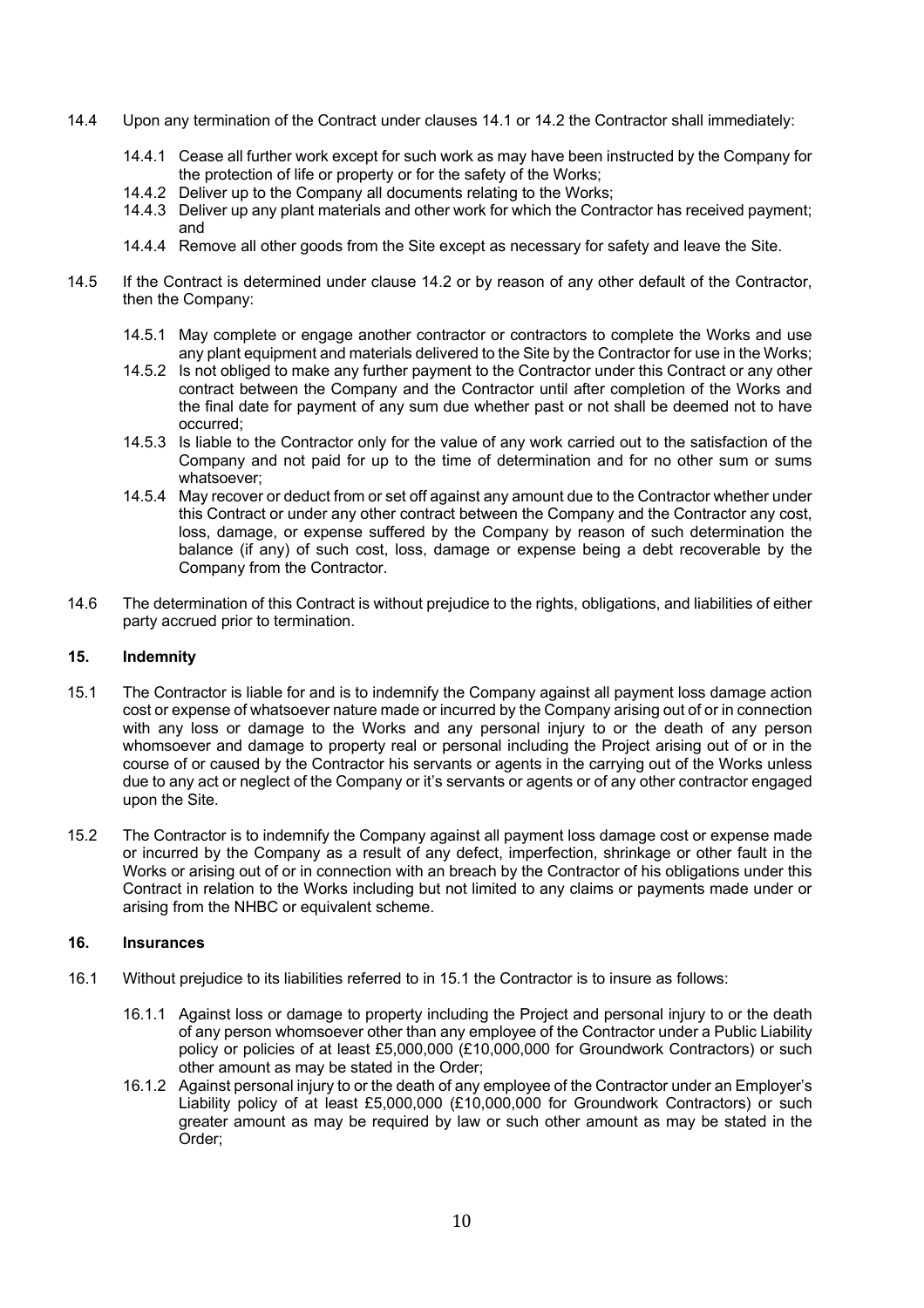14.4 Upon any termination of the Contract under clauses 14.1 or 14.2 the Contractor shall immediately:

14.4.1 Cease all further work except for such work as may have been instructed by the Company for the protection of life or property or for the safety of the Works;

14.4.2 Deliver up to the Company all documents relating to the Works;

14.4.3 Deliver up any plant materials and other work for which the Contractor has received payment; and

14.4.4 Remove all other goods from the Site except as necessary for safety and leave the Site.

14.5 If the Contract is determined under clause 14.2 or by reason of any other default of the Contractor, then the Company:

14.5.1 May complete or engage another contractor or contractors to complete the Works and use any plant equipment and materials delivered to the Site by the Contractor for use in the Works;

14.5.2 Is not obliged to make any further payment to the Contractor under this Contract or any other contract between the Company and the Contractor until after completion of the Works and the final date for payment of any sum due whether past or not shall be deemed not to have occurred;

14.5.3 Is liable to the Contractor only for the value of any work carried out to the satisfaction of the Company and not paid for up to the time of determination and for no other sum or sums whatsoever;

14.5.4 May recover or deduct from or set off against any amount due to the Contractor whether under this Contract or under any other contract between the Company and the Contractor any cost, loss, damage, or expense suffered by the Company by reason of such determination the balance (if any) of such cost, loss, damage or expense being a debt recoverable by the Company from the Contractor.

14.6 The determination of this Contract is without prejudice to the rights, obligations, and liabilities of either party accrued prior to termination.

## 15. Indemnity

15.1 The Contractor is liable for and is to indemnify the Company against all payment loss damage action cost or expense of whatsoever nature made or incurred by the Company arising out of or in connection with any loss or damage to the Works and any personal injury to or the death of any person whomsoever and damage to property real or personal including the Project arising out of or in the course of or caused by the Contractor his servants or agents in the carrying out of the Works unless due to any act or neglect of the Company or it's servants or agents or of any other contractor engaged upon the Site.

15.2 The Contractor is to indemnify the Company against all payment loss damage cost or expense made or incurred by the Company as a result of any defect, imperfection, shrinkage or other fault in the Works or arising out of or in connection with an breach by the Contractor of his obligations under this Contract in relation to the Works including but not limited to any claims or payments made under or arising from the NHBC or equivalent scheme.

## 16. Insurances

16.1 Without prejudice to its liabilities referred to in 15.1 the Contractor is to insure as follows:

16.1.1 Against loss or damage to property including the Project and personal injury to or the death of any person whomsoever other than any employee of the Contractor under a Public Liability policy or policies of at least £5,000,000 (£10,000,000 for Groundwork Contractors) or such other amount as may be stated in the Order;

16.1.2 Against personal injury to or the death of any employee of the Contractor under an Employer's Liability policy of at least £5,000,000 (£10,000,000 for Groundwork Contractors) or such greater amount as may be required by law or such other amount as may be stated in the Order;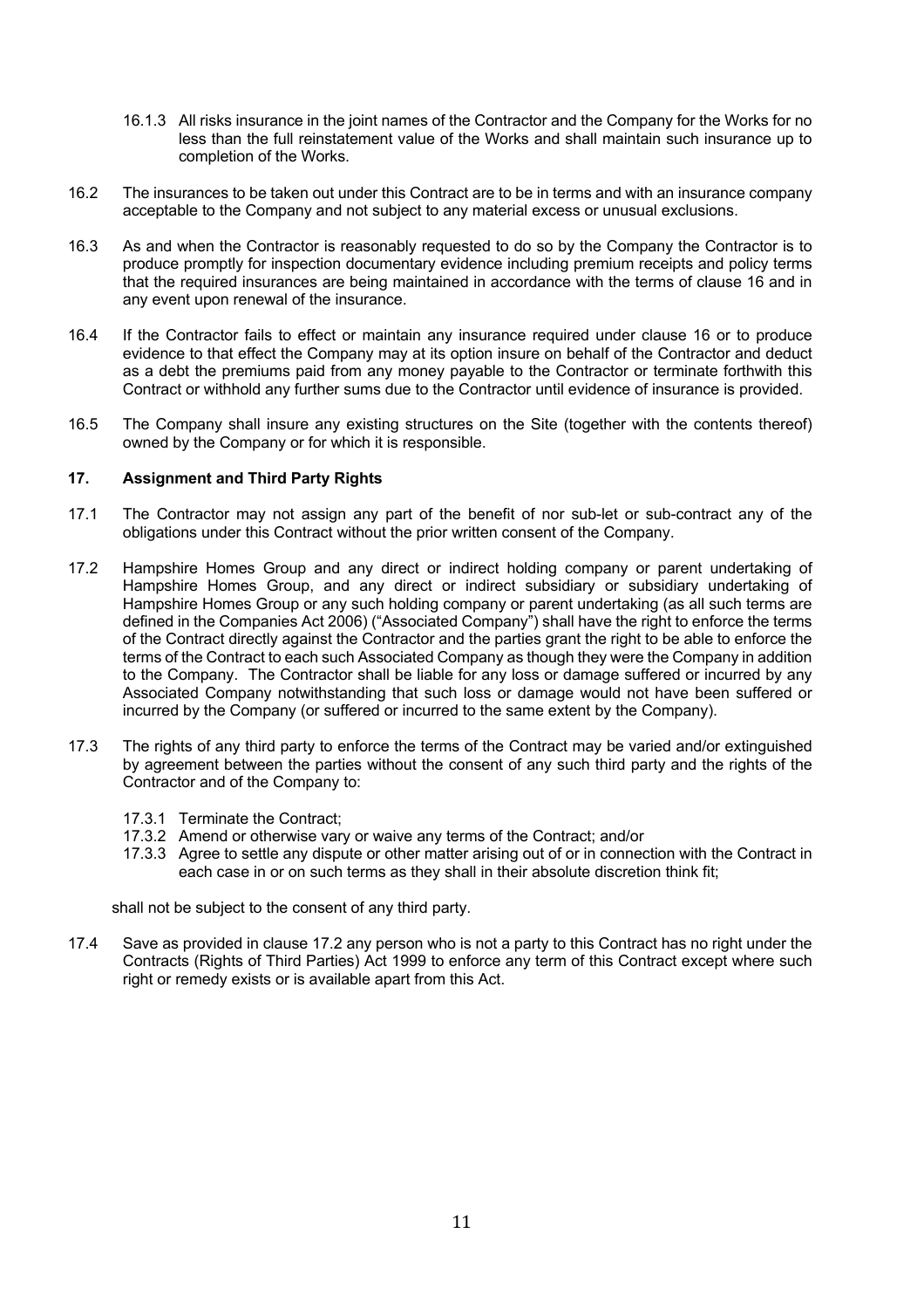16.1.3 All risks insurance in the joint names of the Contractor and the Company for the Works for no less than the full reinstatement value of the Works and shall maintain such insurance up to completion of the Works.

16.2 The insurances to be taken out under this Contract are to be in terms and with an insurance company acceptable to the Company and not subject to any material excess or unusual exclusions.

16.3 As and when the Contractor is reasonably requested to do so by the Company the Contractor is to produce promptly for inspection documentary evidence including premium receipts and policy terms that the required insurances are being maintained in accordance with the terms of clause 16 and in any event upon renewal of the insurance.

16.4 If the Contractor fails to effect or maintain any insurance required under clause 16 or to produce evidence to that effect the Company may at its option insure on behalf of the Contractor and deduct as a debt the premiums paid from any money payable to the Contractor or terminate forthwith this Contract or withhold any further sums due to the Contractor until evidence of insurance is provided.

16.5 The Company shall insure any existing structures on the Site (together with the contents thereof) owned by the Company or for which it is responsible.

## 17. Assignment and Third Party Rights

17.1 The Contractor may not assign any part of the benefit of nor sub-let or sub-contract any of the obligations under this Contract without the prior written consent of the Company.

17.2 Hampshire Homes Group and any direct or indirect holding company or parent undertaking of Hampshire Homes Group, and any direct or indirect subsidiary or subsidiary undertaking of Hampshire Homes Group or any such holding company or parent undertaking (as all such terms are defined in the Companies Act 2006) ("Associated Company") shall have the right to enforce the terms of the Contract directly against the Contractor and the parties grant the right to be able to enforce the terms of the Contract to each such Associated Company as though they were the Company in addition to the Company. The Contractor shall be liable for any loss or damage suffered or incurred by any Associated Company notwithstanding that such loss or damage would not have been suffered or incurred by the Company (or suffered or incurred to the same extent by the Company).

17.3 The rights of any third party to enforce the terms of the Contract may be varied and/or extinguished by agreement between the parties without the consent of any such third party and the rights of the Contractor and of the Company to:

17.3.1 Terminate the Contract;
17.3.2 Amend or otherwise vary or waive any terms of the Contract; and/or
17.3.3 Agree to settle any dispute or other matter arising out of or in connection with the Contract in each case in or on such terms as they shall in their absolute discretion think fit;

shall not be subject to the consent of any third party.

17.4 Save as provided in clause 17.2 any person who is not a party to this Contract has no right under the Contracts (Rights of Third Parties) Act 1999 to enforce any term of this Contract except where such right or remedy exists or is available apart from this Act.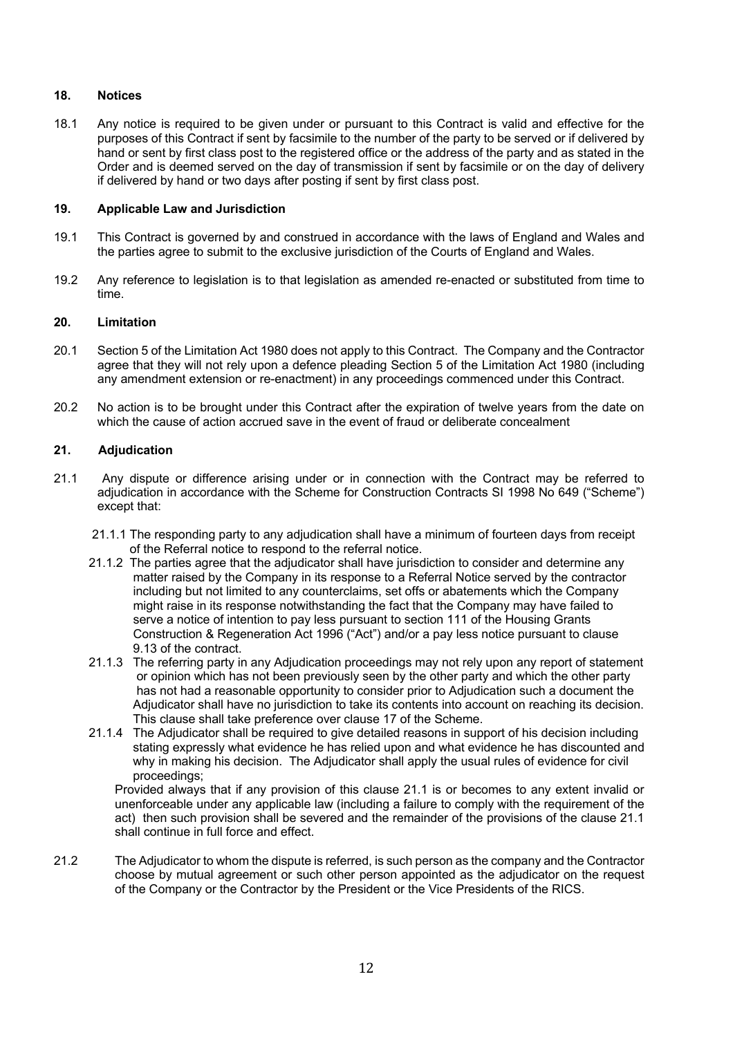## 18. Notices

18.1 Any notice is required to be given under or pursuant to this Contract is valid and effective for the purposes of this Contract if sent by facsimile to the number of the party to be served or if delivered by hand or sent by first class post to the registered office or the address of the party and as stated in the Order and is deemed served on the day of transmission if sent by facsimile or on the day of delivery if delivered by hand or two days after posting if sent by first class post.

## 19. Applicable Law and Jurisdiction

19.1 This Contract is governed by and construed in accordance with the laws of England and Wales and the parties agree to submit to the exclusive jurisdiction of the Courts of England and Wales.

19.2 Any reference to legislation is to that legislation as amended re-enacted or substituted from time to time.

## 20. Limitation

20.1 Section 5 of the Limitation Act 1980 does not apply to this Contract. The Company and the Contractor agree that they will not rely upon a defence pleading Section 5 of the Limitation Act 1980 (including any amendment extension or re-enactment) in any proceedings commenced under this Contract.

20.2 No action is to be brought under this Contract after the expiration of twelve years from the date on which the cause of action accrued save in the event of fraud or deliberate concealment

## 21. Adjudication

21.1 Any dispute or difference arising under or in connection with the Contract may be referred to adjudication in accordance with the Scheme for Construction Contracts SI 1998 No 649 ("Scheme") except that:

21.1.1 The responding party to any adjudication shall have a minimum of fourteen days from receipt of the Referral notice to respond to the referral notice.

21.1.2 The parties agree that the adjudicator shall have jurisdiction to consider and determine any matter raised by the Company in its response to a Referral Notice served by the contractor including but not limited to any counterclaims, set offs or abatements which the Company might raise in its response notwithstanding the fact that the Company may have failed to serve a notice of intention to pay less pursuant to section 111 of the Housing Grants Construction & Regeneration Act 1996 ("Act") and/or a pay less notice pursuant to clause 9.13 of the contract.

21.1.3 The referring party in any Adjudication proceedings may not rely upon any report of statement or opinion which has not been previously seen by the other party and which the other party has not had a reasonable opportunity to consider prior to Adjudication such a document the Adjudicator shall have no jurisdiction to take its contents into account on reaching its decision. This clause shall take preference over clause 17 of the Scheme.

21.1.4 The Adjudicator shall be required to give detailed reasons in support of his decision including stating expressly what evidence he has relied upon and what evidence he has discounted and why in making his decision. The Adjudicator shall apply the usual rules of evidence for civil proceedings;

Provided always that if any provision of this clause 21.1 is or becomes to any extent invalid or unenforceable under any applicable law (including a failure to comply with the requirement of the act) then such provision shall be severed and the remainder of the provisions of the clause 21.1 shall continue in full force and effect.

21.2 The Adjudicator to whom the dispute is referred, is such person as the company and the Contractor choose by mutual agreement or such other person appointed as the adjudicator on the request of the Company or the Contractor by the President or the Vice Presidents of the RICS.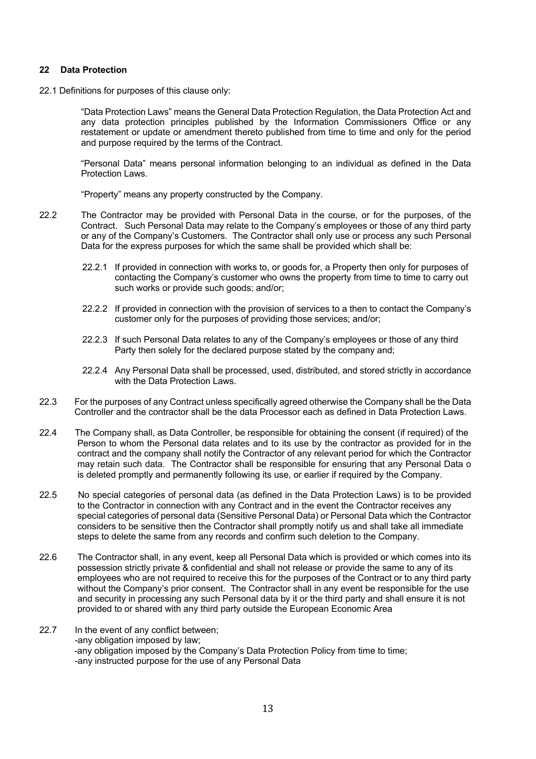## 22 Data Protection

22.1 Definitions for purposes of this clause only:

"Data Protection Laws" means the General Data Protection Regulation, the Data Protection Act and any data protection principles published by the Information Commissioners Office or any restatement or update or amendment thereto published from time to time and only for the period and purpose required by the terms of the Contract.

"Personal Data" means personal information belonging to an individual as defined in the Data Protection Laws.

"Property" means any property constructed by the Company.

22.2 The Contractor may be provided with Personal Data in the course, or for the purposes, of the Contract. Such Personal Data may relate to the Company's employees or those of any third party or any of the Company's Customers. The Contractor shall only use or process any such Personal Data for the express purposes for which the same shall be provided which shall be:

22.2.1 If provided in connection with works to, or goods for, a Property then only for purposes of contacting the Company's customer who owns the property from time to time to carry out such works or provide such goods; and/or;

22.2.2 If provided in connection with the provision of services to a then to contact the Company's customer only for the purposes of providing those services; and/or;

22.2.3 If such Personal Data relates to any of the Company's employees or those of any third Party then solely for the declared purpose stated by the company and;

22.2.4 Any Personal Data shall be processed, used, distributed, and stored strictly in accordance with the Data Protection Laws.

22.3 For the purposes of any Contract unless specifically agreed otherwise the Company shall be the Data Controller and the contractor shall be the data Processor each as defined in Data Protection Laws.

22.4 The Company shall, as Data Controller, be responsible for obtaining the consent (if required) of the Person to whom the Personal data relates and to its use by the contractor as provided for in the contract and the company shall notify the Contractor of any relevant period for which the Contractor may retain such data. The Contractor shall be responsible for ensuring that any Personal Data o is deleted promptly and permanently following its use, or earlier if required by the Company.

22.5 No special categories of personal data (as defined in the Data Protection Laws) is to be provided to the Contractor in connection with any Contract and in the event the Contractor receives any special categories of personal data (Sensitive Personal Data) or Personal Data which the Contractor considers to be sensitive then the Contractor shall promptly notify us and shall take all immediate steps to delete the same from any records and confirm such deletion to the Company.

22.6 The Contractor shall, in any event, keep all Personal Data which is provided or which comes into its possession strictly private & confidential and shall not release or provide the same to any of its employees who are not required to receive this for the purposes of the Contract or to any third party without the Company's prior consent. The Contractor shall in any event be responsible for the use and security in processing any such Personal data by it or the third party and shall ensure it is not provided to or shared with any third party outside the European Economic Area

22.7 In the event of any conflict between;
-any obligation imposed by law;
-any obligation imposed by the Company's Data Protection Policy from time to time;
-any instructed purpose for the use of any Personal Data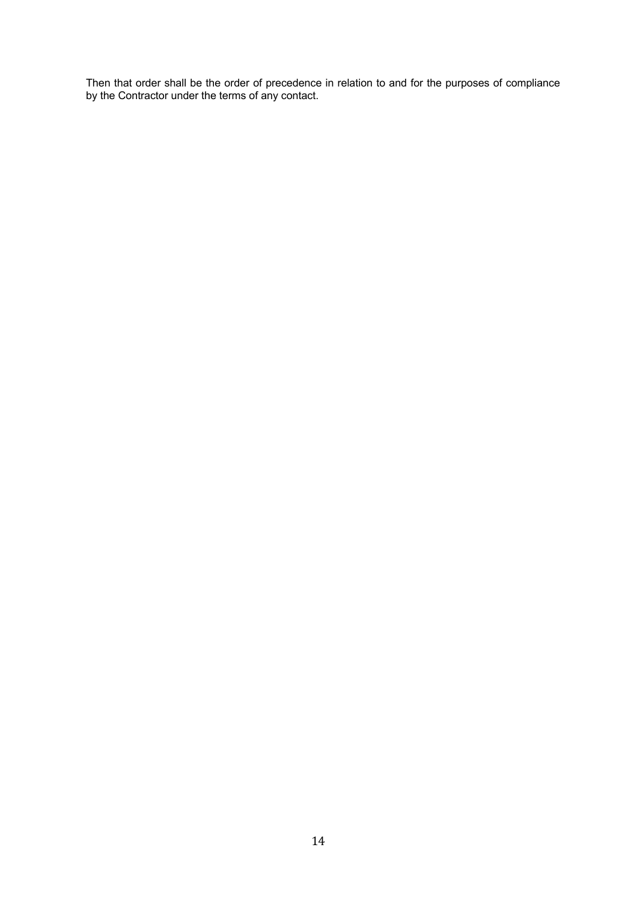Then that order shall be the order of precedence in relation to and for the purposes of compliance by the Contractor under the terms of any contact.